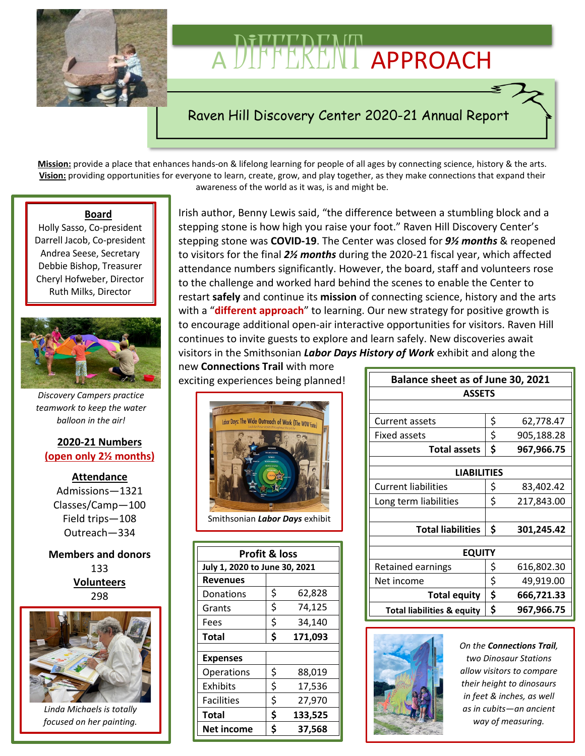# A DIFFERENT APPROACH

## Raven Hill Discovery Center 2020-21 Annual Report

**Mission:** provide a place that enhances hands-on & lifelong learning for people of all ages by connecting science, history & the arts.
**Vision:** providing opportunities for everyone to learn, create, grow, and play together, as they make connections that expand their awareness of the world as it was, is and might be.

### Board

Holly Sasso, Co-president
Darrell Jacob, Co-president
Andrea Seese, Secretary
Debbie Bishop, Treasurer
Cheryl Hofweber, Director
Ruth Milks, Director

*Discovery Campers practice teamwork to keep the water balloon in the air!*

### 2020-21 Numbers
**(open only 2½ months)**

**Attendance**
Admissions—1321
Classes/Camp—100
Field trips—108
Outreach—334

**Members and donors**
133

**Volunteers**
298

*Linda Michaels is totally focused on her painting.*

Irish author, Benny Lewis said, "the difference between a stumbling block and a stepping stone is how high you raise your foot." Raven Hill Discovery Center's stepping stone was **COVID-19**. The Center was closed for ***9½ months*** & reopened to visitors for the final ***2½ months*** during the 2020-21 fiscal year, which affected attendance numbers significantly. However, the board, staff and volunteers rose to the challenge and worked hard behind the scenes to enable the Center to restart **safely** and continue its **mission** of connecting science, history and the arts with a "**different approach**" to learning. Our new strategy for positive growth is to encourage additional open-air interactive opportunities for visitors. Raven Hill continues to invite guests to explore and learn safely. New discoveries await visitors in the Smithsonian ***Labor Days History of Work*** exhibit and along the new **Connections Trail** with more exciting experiences being planned!

Smithsonian ***Labor Days*** exhibit

| Profit & loss | | |
|---|---|---|
| **July 1, 2020 to June 30, 2021** | | |
| **Revenues** | | |
| Donations | $ | 62,828 |
| Grants | $ | 74,125 |
| Fees | $ | 34,140 |
| **Total** | **$** | **171,093** |
| | | |
| **Expenses** | | |
| Operations | $ | 88,019 |
| Exhibits | $ | 17,536 |
| Facilities | $ | 27,970 |
| **Total** | **$** | **133,525** |
| **Net income** | **$** | **37,568** |

| Balance sheet as of June 30, 2021 | | |
|---|---|---|
| **ASSETS** | | |
| Current assets | $ | 62,778.47 |
| Fixed assets | $ | 905,188.28 |
| **Total assets** | **$** | **967,966.75** |
| | | |
| **LIABILITIES** | | |
| Current liabilities | $ | 83,402.42 |
| Long term liabilities | $ | 217,843.00 |
| | | |
| **Total liabilities** | **$** | **301,245.42** |
| | | |
| **EQUITY** | | |
| Retained earnings | $ | 616,802.30 |
| Net income | $ | 49,919.00 |
| **Total equity** | **$** | **666,721.33** |
| **Total liabilities & equity** | **$** | **967,966.75** |

*On the **Connections Trail**, two Dinosaur Stations allow visitors to compare their height to dinosaurs in feet & inches, as well as in cubits—an ancient way of measuring.*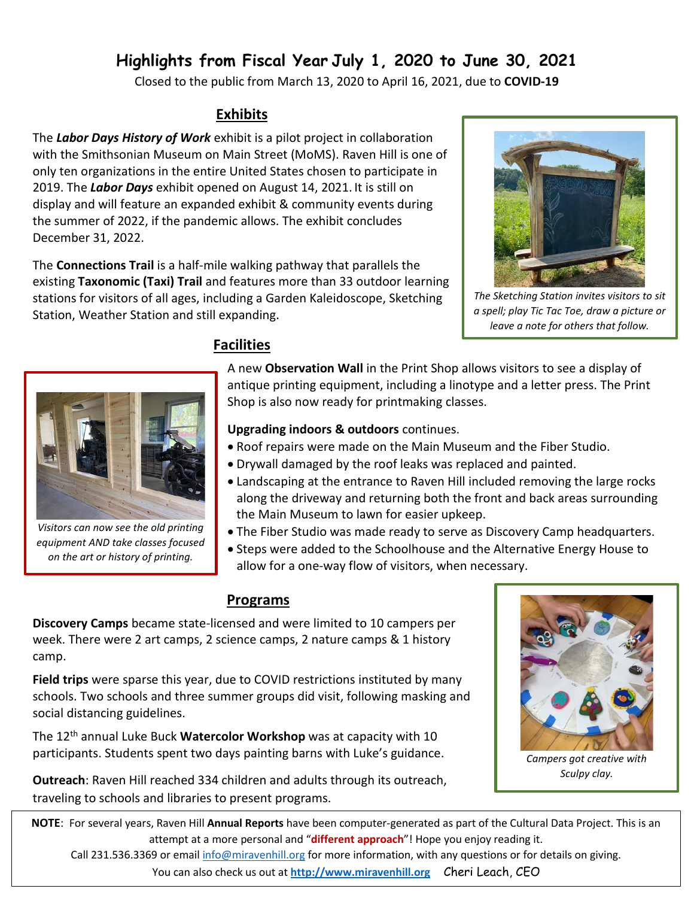# Highlights from Fiscal Year July 1, 2020 to June 30, 2021

Closed to the public from March 13, 2020 to April 16, 2021, due to **COVID-19**

## Exhibits

The ***Labor Days History of Work*** exhibit is a pilot project in collaboration with the Smithsonian Museum on Main Street (MoMS). Raven Hill is one of only ten organizations in the entire United States chosen to participate in 2019. The ***Labor Days*** exhibit opened on August 14, 2021. It is still on display and will feature an expanded exhibit & community events during the summer of 2022, if the pandemic allows. The exhibit concludes December 31, 2022.

The **Connections Trail** is a half-mile walking pathway that parallels the existing **Taxonomic (Taxi) Trail** and features more than 33 outdoor learning stations for visitors of all ages, including a Garden Kaleidoscope, Sketching Station, Weather Station and still expanding.

*The Sketching Station invites visitors to sit a spell; play Tic Tac Toe, draw a picture or leave a note for others that follow.*

## Facilities

A new **Observation Wall** in the Print Shop allows visitors to see a display of antique printing equipment, including a linotype and a letter press. The Print Shop is also now ready for printmaking classes.

*Visitors can now see the old printing equipment AND take classes focused on the art or history of printing.*

**Upgrading indoors & outdoors** continues.

- Roof repairs were made on the Main Museum and the Fiber Studio.
- Drywall damaged by the roof leaks was replaced and painted.
- Landscaping at the entrance to Raven Hill included removing the large rocks along the driveway and returning both the front and back areas surrounding the Main Museum to lawn for easier upkeep.
- The Fiber Studio was made ready to serve as Discovery Camp headquarters.
- Steps were added to the Schoolhouse and the Alternative Energy House to allow for a one-way flow of visitors, when necessary.

## Programs

**Discovery Camps** became state-licensed and were limited to 10 campers per week. There were 2 art camps, 2 science camps, 2 nature camps & 1 history camp.

**Field trips** were sparse this year, due to COVID restrictions instituted by many schools. Two schools and three summer groups did visit, following masking and social distancing guidelines.

The 12th annual Luke Buck **Watercolor Workshop** was at capacity with 10 participants. Students spent two days painting barns with Luke's guidance.

**Outreach**: Raven Hill reached 334 children and adults through its outreach, traveling to schools and libraries to present programs.

*Campers got creative with Sculpy clay.*

**NOTE**: For several years, Raven Hill **Annual Reports** have been computer-generated as part of the Cultural Data Project. This is an attempt at a more personal and "**different approach**"! Hope you enjoy reading it.
Call 231.536.3369 or email info@miravenhill.org for more information, with any questions or for details on giving.
You can also check us out at **http://www.miravenhill.org** Cheri Leach, CEO